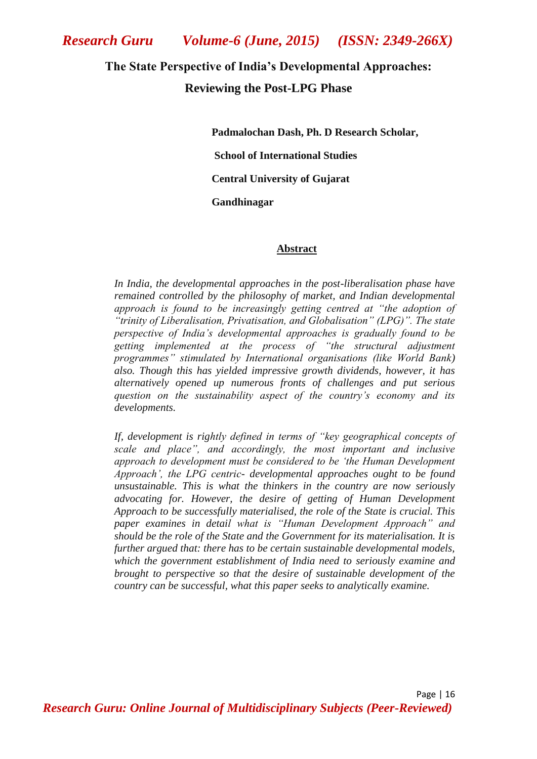# The State Perspective of India's Developmental Approaches: Reviewing the Post-LPG Phase

**Padmalochan Dash, Ph. D Research Scholar,**

**School of International Studies**

**Central University of Gujarat**

**Gandhinagar**

## Abstract

*In India, the developmental approaches in the post-liberalisation phase have remained controlled by the philosophy of market, and Indian developmental approach is found to be increasingly getting centred at "the adoption of "trinity of Liberalisation, Privatisation, and Globalisation" (LPG)". The state perspective of India's developmental approaches is gradually found to be getting implemented at the process of "the structural adjustment programmes" stimulated by International organisations (like World Bank) also. Though this has yielded impressive growth dividends, however, it has alternatively opened up numerous fronts of challenges and put serious question on the sustainability aspect of the country's economy and its developments.*

*If, development is rightly defined in terms of "key geographical concepts of scale and place", and accordingly, the most important and inclusive approach to development must be considered to be 'the Human Development Approach', the LPG centric- developmental approaches ought to be found unsustainable. This is what the thinkers in the country are now seriously advocating for. However, the desire of getting of Human Development Approach to be successfully materialised, the role of the State is crucial. This paper examines in detail what is "Human Development Approach" and should be the role of the State and the Government for its materialisation. It is further argued that: there has to be certain sustainable developmental models, which the government establishment of India need to seriously examine and brought to perspective so that the desire of sustainable development of the country can be successful, what this paper seeks to analytically examine.*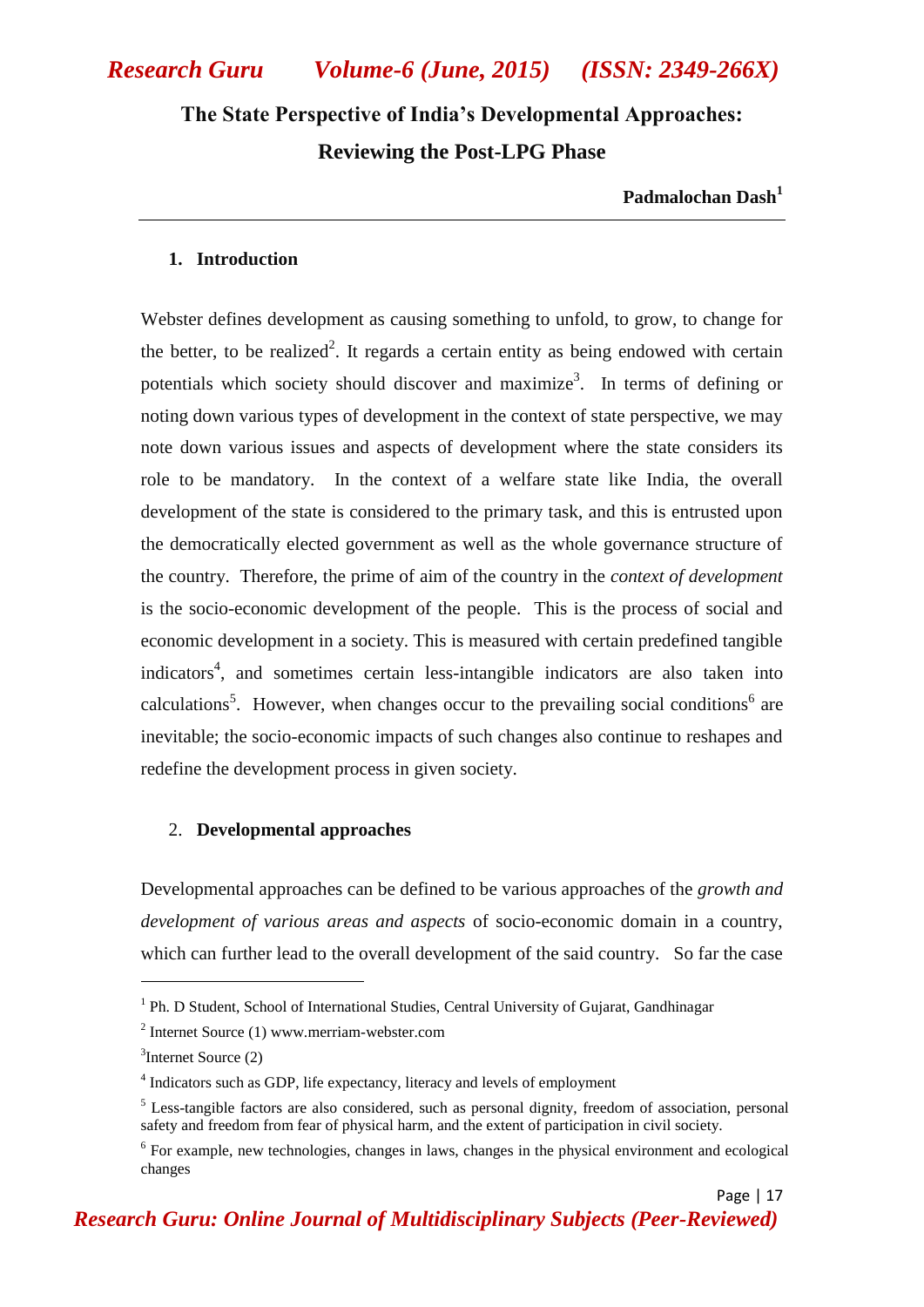# The State Perspective of India's Developmental Approaches: Reviewing the Post-LPG Phase

**Padmalochan Dash**[1]

## 1. Introduction

Webster defines development as causing something to unfold, to grow, to change for the better, to be realized[2]. It regards a certain entity as being endowed with certain potentials which society should discover and maximize[3]. In terms of defining or noting down various types of development in the context of state perspective, we may note down various issues and aspects of development where the state considers its role to be mandatory. In the context of a welfare state like India, the overall development of the state is considered to the primary task, and this is entrusted upon the democratically elected government as well as the whole governance structure of the country. Therefore, the prime of aim of the country in the *context of development* is the socio-economic development of the people. This is the process of social and economic development in a society. This is measured with certain predefined tangible indicators[4], and sometimes certain less-intangible indicators are also taken into calculations[5]. However, when changes occur to the prevailing social conditions[6] are inevitable; the socio-economic impacts of such changes also continue to reshapes and redefine the development process in given society.

## 2. Developmental approaches

Developmental approaches can be defined to be various approaches of the *growth and development of various areas and aspects* of socio-economic domain in a country, which can further lead to the overall development of the said country. So far the case

---

[1] Ph. D Student, School of International Studies, Central University of Gujarat, Gandhinagar

[2] Internet Source (1) www.merriam-webster.com

[3] Internet Source (2)

[4] Indicators such as GDP, life expectancy, literacy and levels of employment

[5] Less-tangible factors are also considered, such as personal dignity, freedom of association, personal safety and freedom from fear of physical harm, and the extent of participation in civil society.

[6] For example, new technologies, changes in laws, changes in the physical environment and ecological changes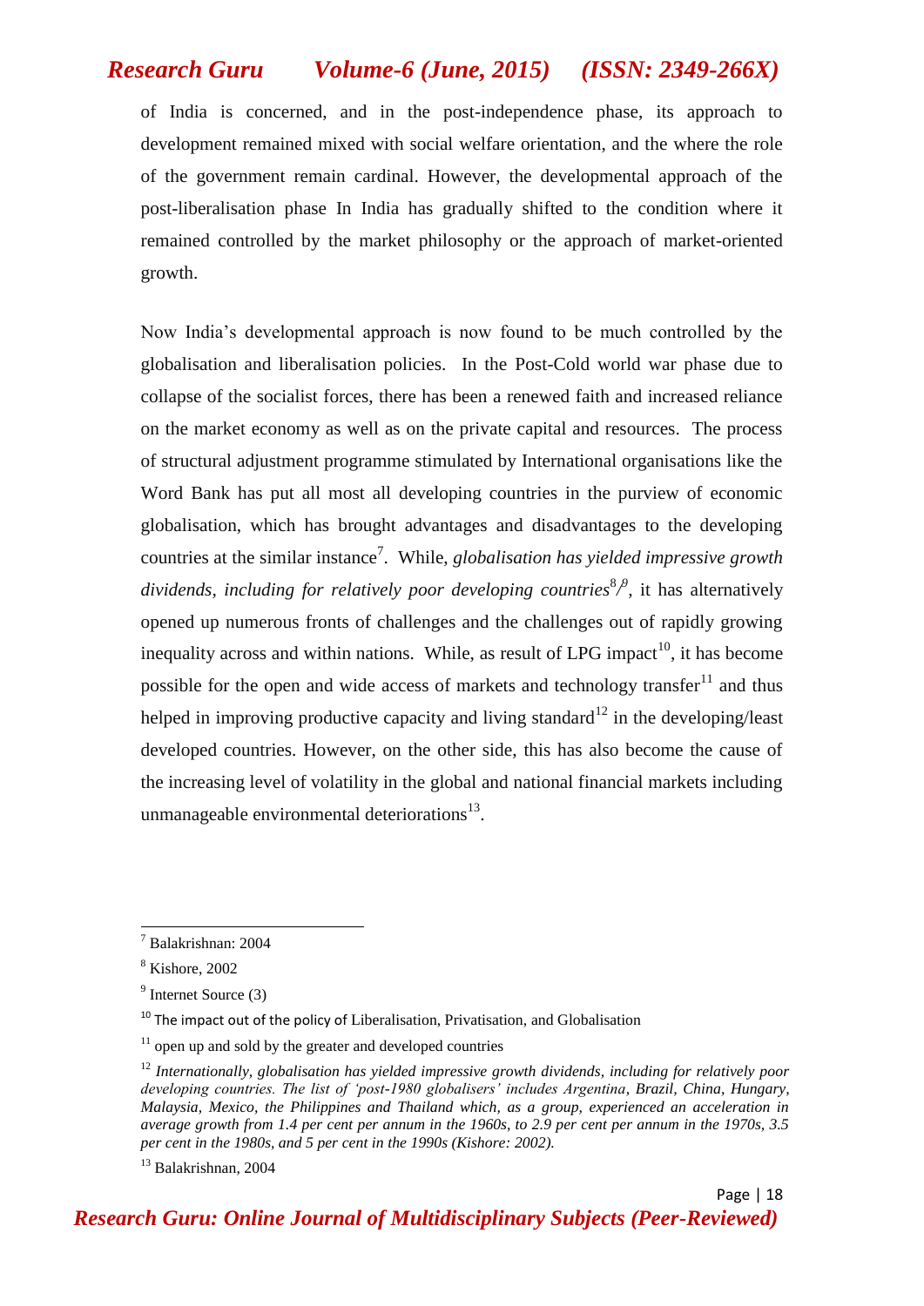of India is concerned, and in the post-independence phase, its approach to development remained mixed with social welfare orientation, and the where the role of the government remain cardinal. However, the developmental approach of the post-liberalisation phase In India has gradually shifted to the condition where it remained controlled by the market philosophy or the approach of market-oriented growth.

Now India's developmental approach is now found to be much controlled by the globalisation and liberalisation policies. In the Post-Cold world war phase due to collapse of the socialist forces, there has been a renewed faith and increased reliance on the market economy as well as on the private capital and resources. The process of structural adjustment programme stimulated by International organisations like the Word Bank has put all most all developing countries in the purview of economic globalisation, which has brought advantages and disadvantages to the developing countries at the similar instance[7]. While, *globalisation has yielded impressive growth dividends, including for relatively poor developing countries*[8]/[9], it has alternatively opened up numerous fronts of challenges and the challenges out of rapidly growing inequality across and within nations. While, as result of LPG impact[10], it has become possible for the open and wide access of markets and technology transfer[11] and thus helped in improving productive capacity and living standard[12] in the developing/least developed countries. However, on the other side, this has also become the cause of the increasing level of volatility in the global and national financial markets including unmanageable environmental deteriorations[13].

---

[7] Balakrishnan: 2004

[8] Kishore, 2002

[9] Internet Source (3)

[10] The impact out of the policy of Liberalisation, Privatisation, and Globalisation

[11] open up and sold by the greater and developed countries

[12] *Internationally, globalisation has yielded impressive growth dividends, including for relatively poor developing countries. The list of 'post-1980 globalisers' includes Argentina, Brazil, China, Hungary, Malaysia, Mexico, the Philippines and Thailand which, as a group, experienced an acceleration in average growth from 1.4 per cent per annum in the 1960s, to 2.9 per cent per annum in the 1970s, 3.5 per cent in the 1980s, and 5 per cent in the 1990s (Kishore: 2002).*

[13] Balakrishnan, 2004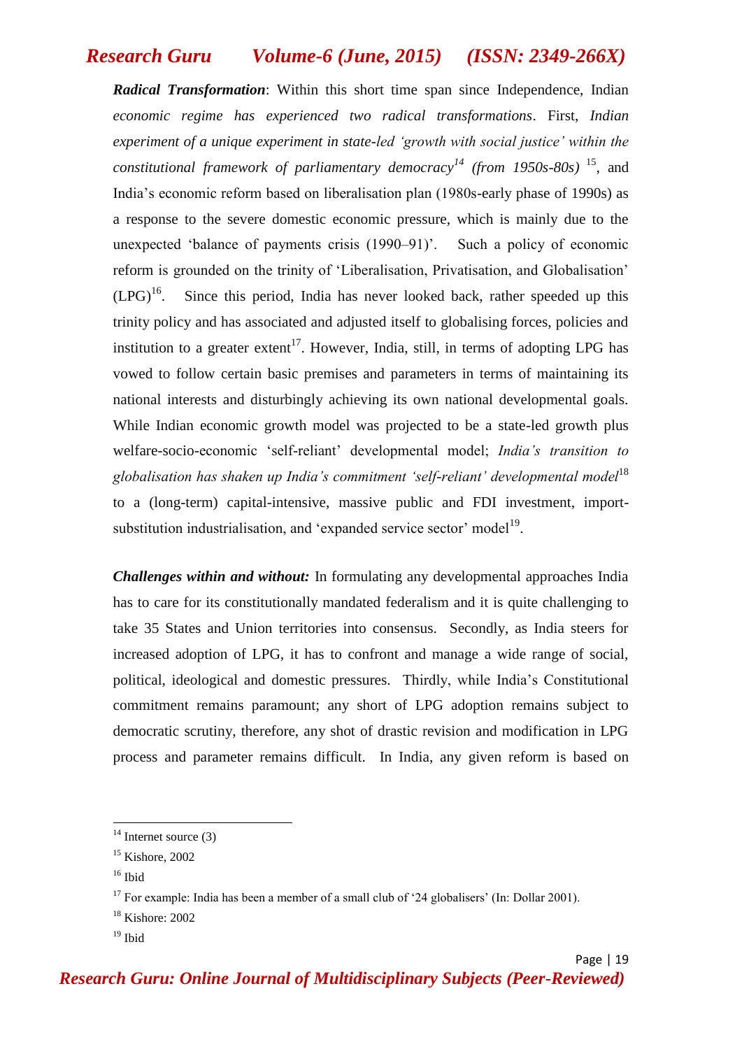***Radical Transformation***: Within this short time span since Independence, Indian *economic regime has experienced two radical transformations*. First, *Indian experiment of a unique experiment in state-led 'growth with social justice' within the constitutional framework of parliamentary democracy*[14] *(from 1950s-80s)* [15], and India's economic reform based on liberalisation plan (1980s-early phase of 1990s) as a response to the severe domestic economic pressure, which is mainly due to the unexpected 'balance of payments crisis (1990–91)'. Such a policy of economic reform is grounded on the trinity of 'Liberalisation, Privatisation, and Globalisation' (LPG)[16]. Since this period, India has never looked back, rather speeded up this trinity policy and has associated and adjusted itself to globalising forces, policies and institution to a greater extent[17]. However, India, still, in terms of adopting LPG has vowed to follow certain basic premises and parameters in terms of maintaining its national interests and disturbingly achieving its own national developmental goals. While Indian economic growth model was projected to be a state-led growth plus welfare-socio-economic 'self-reliant' developmental model; *India's transition to globalisation has shaken up India's commitment 'self-reliant' developmental model*[18] to a (long-term) capital-intensive, massive public and FDI investment, import-substitution industrialisation, and 'expanded service sector' model[19].

***Challenges within and without:*** In formulating any developmental approaches India has to care for its constitutionally mandated federalism and it is quite challenging to take 35 States and Union territories into consensus. Secondly, as India steers for increased adoption of LPG, it has to confront and manage a wide range of social, political, ideological and domestic pressures. Thirdly, while India's Constitutional commitment remains paramount; any short of LPG adoption remains subject to democratic scrutiny, therefore, any shot of drastic revision and modification in LPG process and parameter remains difficult. In India, any given reform is based on

---

[14] Internet source (3)

[15] Kishore, 2002

[16] Ibid

[17] For example: India has been a member of a small club of '24 globalisers' (In: Dollar 2001).

[18] Kishore: 2002

[19] Ibid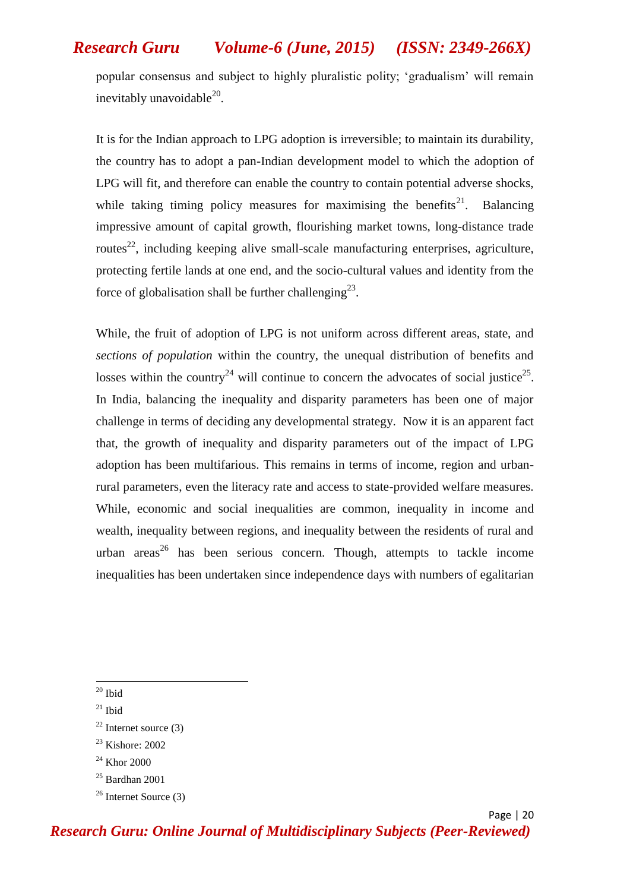popular consensus and subject to highly pluralistic polity; 'gradualism' will remain inevitably unavoidable[20].

It is for the Indian approach to LPG adoption is irreversible; to maintain its durability, the country has to adopt a pan-Indian development model to which the adoption of LPG will fit, and therefore can enable the country to contain potential adverse shocks, while taking timing policy measures for maximising the benefits[21]. Balancing impressive amount of capital growth, flourishing market towns, long-distance trade routes[22], including keeping alive small-scale manufacturing enterprises, agriculture, protecting fertile lands at one end, and the socio-cultural values and identity from the force of globalisation shall be further challenging[23].

While, the fruit of adoption of LPG is not uniform across different areas, state, and *sections of population* within the country, the unequal distribution of benefits and losses within the country[24] will continue to concern the advocates of social justice[25]. In India, balancing the inequality and disparity parameters has been one of major challenge in terms of deciding any developmental strategy. Now it is an apparent fact that, the growth of inequality and disparity parameters out of the impact of LPG adoption has been multifarious. This remains in terms of income, region and urban-rural parameters, even the literacy rate and access to state-provided welfare measures. While, economic and social inequalities are common, inequality in income and wealth, inequality between regions, and inequality between the residents of rural and urban areas[26] has been serious concern. Though, attempts to tackle income inequalities has been undertaken since independence days with numbers of egalitarian

---

[20] Ibid

[21] Ibid

[22] Internet source (3)

[23] Kishore: 2002

[24] Khor 2000

[25] Bardhan 2001

[26] Internet Source (3)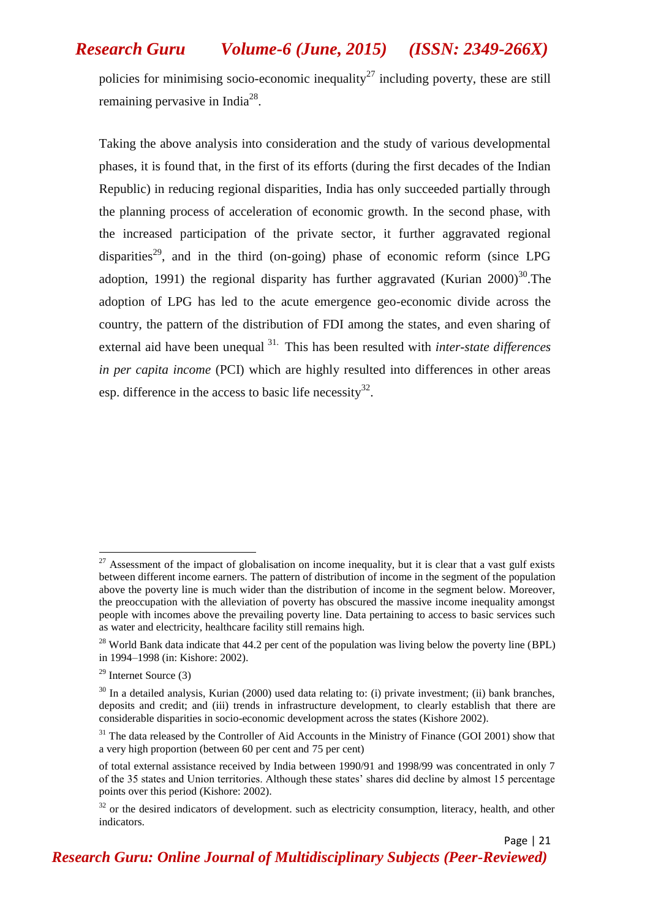policies for minimising socio-economic inequality[27] including poverty, these are still remaining pervasive in India[28].

Taking the above analysis into consideration and the study of various developmental phases, it is found that, in the first of its efforts (during the first decades of the Indian Republic) in reducing regional disparities, India has only succeeded partially through the planning process of acceleration of economic growth. In the second phase, with the increased participation of the private sector, it further aggravated regional disparities[29], and in the third (on-going) phase of economic reform (since LPG adoption, 1991) the regional disparity has further aggravated (Kurian 2000)[30].The adoption of LPG has led to the acute emergence geo-economic divide across the country, the pattern of the distribution of FDI among the states, and even sharing of external aid have been unequal [31]. This has been resulted with *inter-state differences in per capita income* (PCI) which are highly resulted into differences in other areas esp. difference in the access to basic life necessity[32].

---

[27] Assessment of the impact of globalisation on income inequality, but it is clear that a vast gulf exists between different income earners. The pattern of distribution of income in the segment of the population above the poverty line is much wider than the distribution of income in the segment below. Moreover, the preoccupation with the alleviation of poverty has obscured the massive income inequality amongst people with incomes above the prevailing poverty line. Data pertaining to access to basic services such as water and electricity, healthcare facility still remains high.

[28] World Bank data indicate that 44.2 per cent of the population was living below the poverty line (BPL) in 1994–1998 (in: Kishore: 2002).

[29] Internet Source (3)

[30] In a detailed analysis, Kurian (2000) used data relating to: (i) private investment; (ii) bank branches, deposits and credit; and (iii) trends in infrastructure development, to clearly establish that there are considerable disparities in socio-economic development across the states (Kishore 2002).

[31] The data released by the Controller of Aid Accounts in the Ministry of Finance (GOI 2001) show that a very high proportion (between 60 per cent and 75 per cent)

of total external assistance received by India between 1990/91 and 1998/99 was concentrated in only 7 of the 35 states and Union territories. Although these states' shares did decline by almost 15 percentage points over this period (Kishore: 2002).

[32] or the desired indicators of development. such as electricity consumption, literacy, health, and other indicators.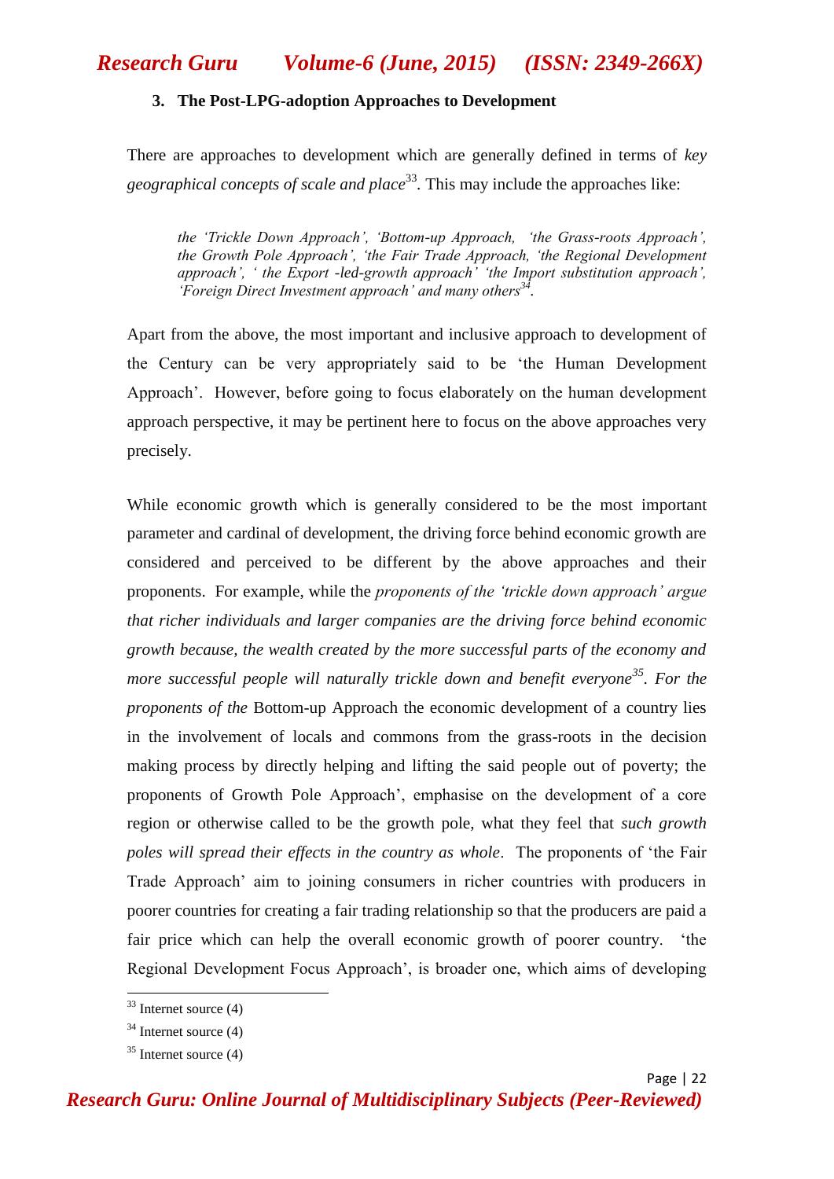### 3. The Post-LPG-adoption Approaches to Development

There are approaches to development which are generally defined in terms of *key geographical concepts of scale and place*[33]. This may include the approaches like:

> *the 'Trickle Down Approach', 'Bottom-up Approach, 'the Grass-roots Approach', the Growth Pole Approach', 'the Fair Trade Approach, 'the Regional Development approach', ' the Export -led-growth approach' 'the Import substitution approach', 'Foreign Direct Investment approach' and many others*[34].

Apart from the above, the most important and inclusive approach to development of the Century can be very appropriately said to be 'the Human Development Approach'. However, before going to focus elaborately on the human development approach perspective, it may be pertinent here to focus on the above approaches very precisely.

While economic growth which is generally considered to be the most important parameter and cardinal of development, the driving force behind economic growth are considered and perceived to be different by the above approaches and their proponents. For example, while the *proponents of the 'trickle down approach' argue that richer individuals and larger companies are the driving force behind economic growth because, the wealth created by the more successful parts of the economy and more successful people will naturally trickle down and benefit everyone*[35]*. For the proponents of the* Bottom-up Approach the economic development of a country lies in the involvement of locals and commons from the grass-roots in the decision making process by directly helping and lifting the said people out of poverty; the proponents of Growth Pole Approach', emphasise on the development of a core region or otherwise called to be the growth pole, what they feel that *such growth poles will spread their effects in the country as whole*. The proponents of 'the Fair Trade Approach' aim to joining consumers in richer countries with producers in poorer countries for creating a fair trading relationship so that the producers are paid a fair price which can help the overall economic growth of poorer country. 'the Regional Development Focus Approach', is broader one, which aims of developing

---

[33] Internet source (4)

[34] Internet source (4)

[35] Internet source (4)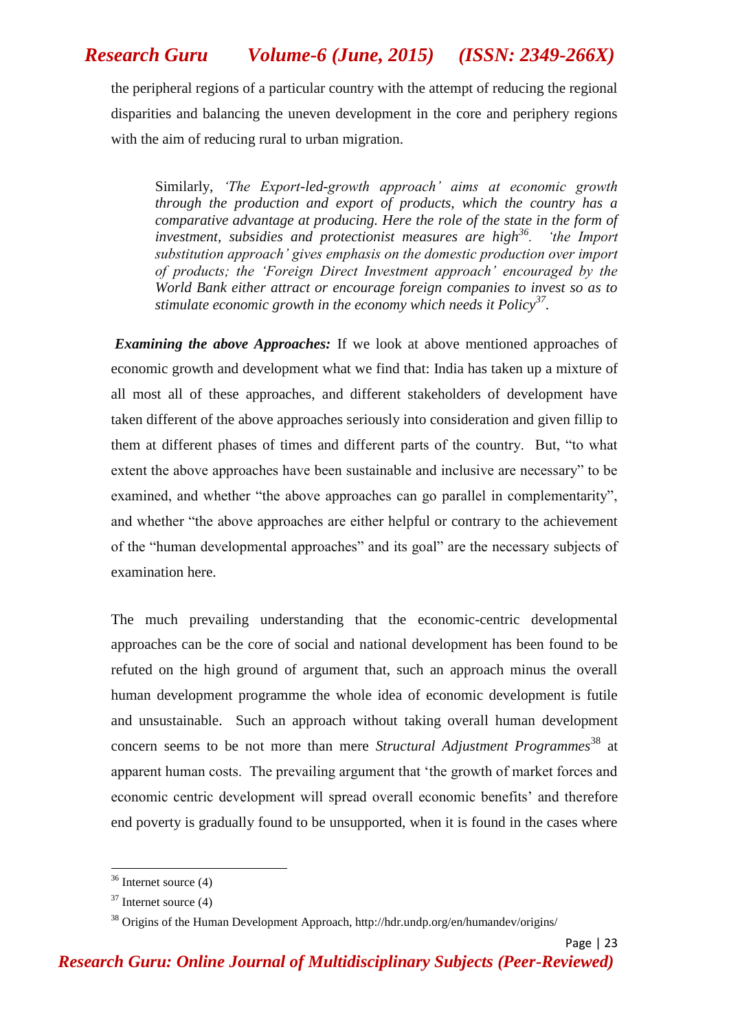the peripheral regions of a particular country with the attempt of reducing the regional disparities and balancing the uneven development in the core and periphery regions with the aim of reducing rural to urban migration.

> Similarly, *'The Export-led-growth approach' aims at economic growth through the production and export of products, which the country has a comparative advantage at producing. Here the role of the state in the form of investment, subsidies and protectionist measures are high*[36]*. 'the Import substitution approach' gives emphasis on the domestic production over import of products; the 'Foreign Direct Investment approach' encouraged by the World Bank either attract or encourage foreign companies to invest so as to stimulate economic growth in the economy which needs it Policy*[37].

***Examining the above Approaches:*** If we look at above mentioned approaches of economic growth and development what we find that: India has taken up a mixture of all most all of these approaches, and different stakeholders of development have taken different of the above approaches seriously into consideration and given fillip to them at different phases of times and different parts of the country. But, "to what extent the above approaches have been sustainable and inclusive are necessary" to be examined, and whether "the above approaches can go parallel in complementarity", and whether "the above approaches are either helpful or contrary to the achievement of the "human developmental approaches" and its goal" are the necessary subjects of examination here.

The much prevailing understanding that the economic-centric developmental approaches can be the core of social and national development has been found to be refuted on the high ground of argument that, such an approach minus the overall human development programme the whole idea of economic development is futile and unsustainable. Such an approach without taking overall human development concern seems to be not more than mere *Structural Adjustment Programmes*[38] at apparent human costs. The prevailing argument that 'the growth of market forces and economic centric development will spread overall economic benefits' and therefore end poverty is gradually found to be unsupported, when it is found in the cases where

---

[36] Internet source (4)

[37] Internet source (4)

[38] Origins of the Human Development Approach, http://hdr.undp.org/en/humandev/origins/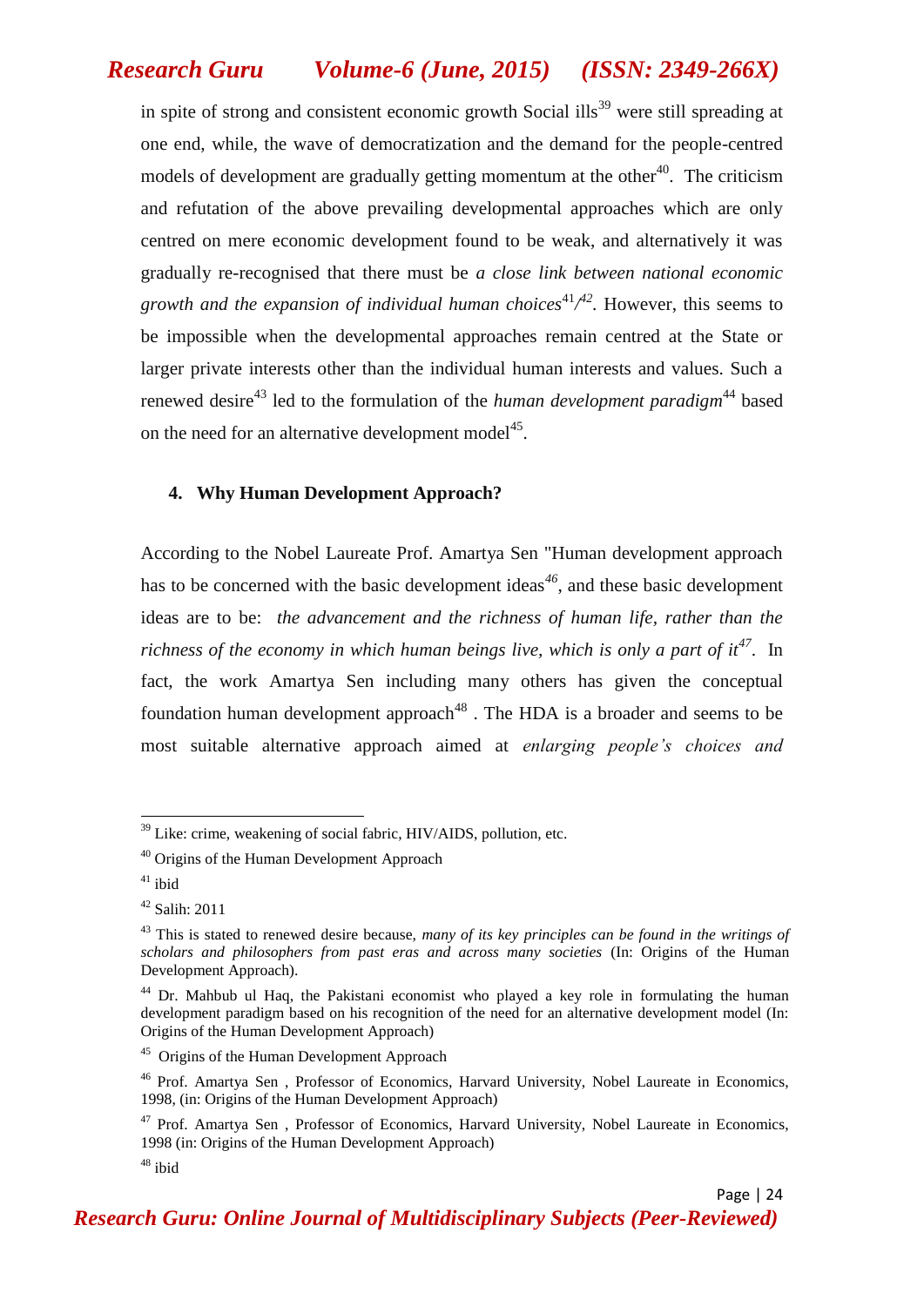in spite of strong and consistent economic growth Social ills[39] were still spreading at one end, while, the wave of democratization and the demand for the people-centred models of development are gradually getting momentum at the other[40]. The criticism and refutation of the above prevailing developmental approaches which are only centred on mere economic development found to be weak, and alternatively it was gradually re-recognised that there must be *a close link between national economic growth and the expansion of individual human choices*[41/42]. However, this seems to be impossible when the developmental approaches remain centred at the State or larger private interests other than the individual human interests and values. Such a renewed desire[43] led to the formulation of the *human development paradigm*[44] based on the need for an alternative development model[45].

### 4. Why Human Development Approach?

According to the Nobel Laureate Prof. Amartya Sen "Human development approach has to be concerned with the basic development ideas[46], and these basic development ideas are to be: *the advancement and the richness of human life, rather than the richness of the economy in which human beings live, which is only a part of it*[47]. In fact, the work Amartya Sen including many others has given the conceptual foundation human development approach[48] . The HDA is a broader and seems to be most suitable alternative approach aimed at *enlarging people's choices and*

---

[39] Like: crime, weakening of social fabric, HIV/AIDS, pollution, etc.

[40] Origins of the Human Development Approach

[41] ibid

[42] Salih: 2011

[43] This is stated to renewed desire because, *many of its key principles can be found in the writings of scholars and philosophers from past eras and across many societies* (In: Origins of the Human Development Approach).

[44] Dr. Mahbub ul Haq, the Pakistani economist who played a key role in formulating the human development paradigm based on his recognition of the need for an alternative development model (In: Origins of the Human Development Approach)

[45] Origins of the Human Development Approach

[46] Prof. Amartya Sen , Professor of Economics, Harvard University, Nobel Laureate in Economics, 1998, (in: Origins of the Human Development Approach)

[47] Prof. Amartya Sen , Professor of Economics, Harvard University, Nobel Laureate in Economics, 1998 (in: Origins of the Human Development Approach)

[48] ibid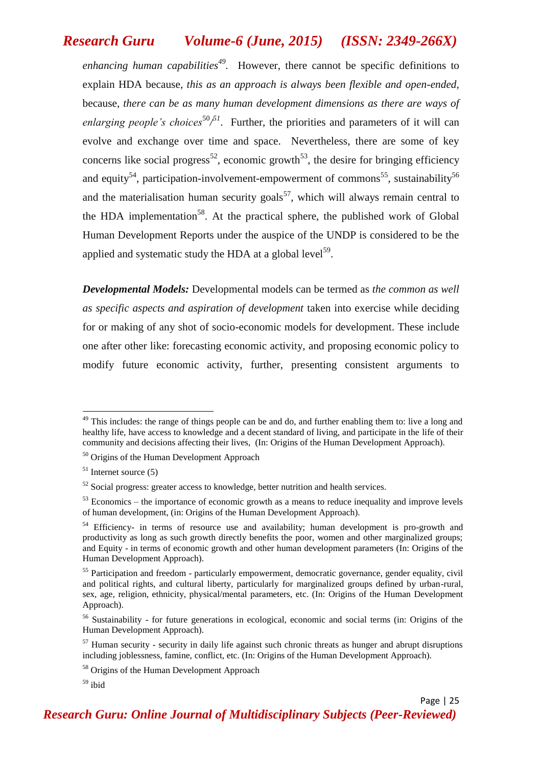*enhancing human capabilities*[49]. However, there cannot be specific definitions to explain HDA because, *this as an approach is always been flexible and open-ended*, because, *there can be as many human development dimensions as there are ways of enlarging people's choices*[50/51]. Further, the priorities and parameters of it will can evolve and exchange over time and space. Nevertheless, there are some of key concerns like social progress[52], economic growth[53], the desire for bringing efficiency and equity[54], participation-involvement-empowerment of commons[55], sustainability[56] and the materialisation human security goals[57], which will always remain central to the HDA implementation[58]. At the practical sphere, the published work of Global Human Development Reports under the auspice of the UNDP is considered to be the applied and systematic study the HDA at a global level[59].

***Developmental Models:*** Developmental models can be termed as *the common as well as specific aspects and aspiration of development* taken into exercise while deciding for or making of any shot of socio-economic models for development. These include one after other like: forecasting economic activity, and proposing economic policy to modify future economic activity, further, presenting consistent arguments to

---

[49] This includes: the range of things people can be and do, and further enabling them to: live a long and healthy life, have access to knowledge and a decent standard of living, and participate in the life of their community and decisions affecting their lives, (In: Origins of the Human Development Approach).

[50] Origins of the Human Development Approach

[51] Internet source (5)

[52] Social progress: greater access to knowledge, better nutrition and health services.

[53] Economics – the importance of economic growth as a means to reduce inequality and improve levels of human development, (in: Origins of the Human Development Approach).

[54] Efficiency- in terms of resource use and availability; human development is pro-growth and productivity as long as such growth directly benefits the poor, women and other marginalized groups; and Equity - in terms of economic growth and other human development parameters (In: Origins of the Human Development Approach).

[55] Participation and freedom - particularly empowerment, democratic governance, gender equality, civil and political rights, and cultural liberty, particularly for marginalized groups defined by urban-rural, sex, age, religion, ethnicity, physical/mental parameters, etc. (In: Origins of the Human Development Approach).

[56] Sustainability - for future generations in ecological, economic and social terms (in: Origins of the Human Development Approach).

[57] Human security - security in daily life against such chronic threats as hunger and abrupt disruptions including joblessness, famine, conflict, etc. (In: Origins of the Human Development Approach).

[58] Origins of the Human Development Approach

[59] ibid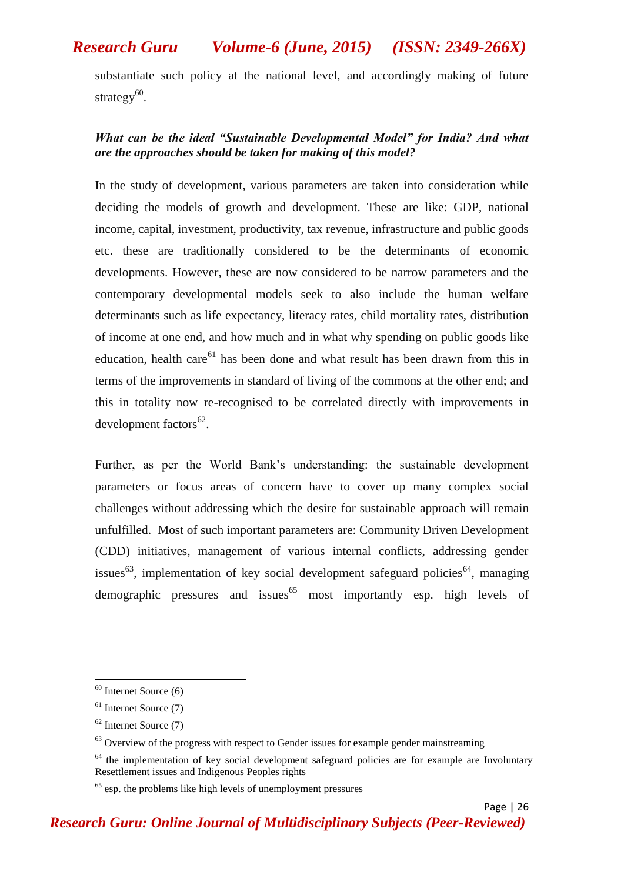substantiate such policy at the national level, and accordingly making of future strategy[60].

***What can be the ideal "Sustainable Developmental Model" for India? And what are the approaches should be taken for making of this model?***

In the study of development, various parameters are taken into consideration while deciding the models of growth and development. These are like: GDP, national income, capital, investment, productivity, tax revenue, infrastructure and public goods etc. these are traditionally considered to be the determinants of economic developments. However, these are now considered to be narrow parameters and the contemporary developmental models seek to also include the human welfare determinants such as life expectancy, literacy rates, child mortality rates, distribution of income at one end, and how much and in what why spending on public goods like education, health care[61] has been done and what result has been drawn from this in terms of the improvements in standard of living of the commons at the other end; and this in totality now re-recognised to be correlated directly with improvements in development factors[62].

Further, as per the World Bank's understanding: the sustainable development parameters or focus areas of concern have to cover up many complex social challenges without addressing which the desire for sustainable approach will remain unfulfilled. Most of such important parameters are: Community Driven Development (CDD) initiatives, management of various internal conflicts, addressing gender issues[63], implementation of key social development safeguard policies[64], managing demographic pressures and issues[65] most importantly esp. high levels of

---

[60] Internet Source (6)

[61] Internet Source (7)

[62] Internet Source (7)

[63] Overview of the progress with respect to Gender issues for example gender mainstreaming

[64] the implementation of key social development safeguard policies are for example are Involuntary Resettlement issues and Indigenous Peoples rights

[65] esp. the problems like high levels of unemployment pressures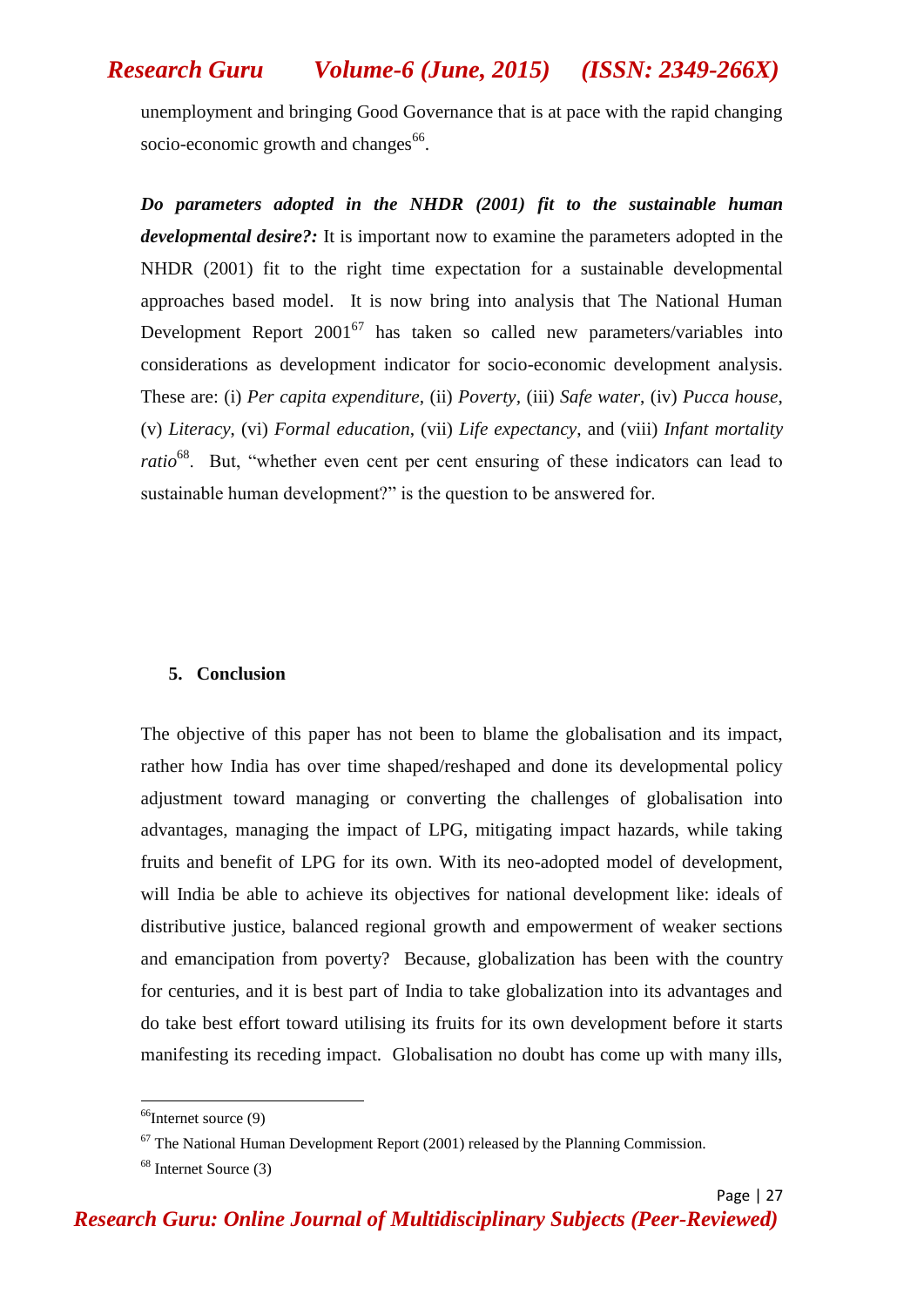unemployment and bringing Good Governance that is at pace with the rapid changing socio-economic growth and changes[66].

***Do parameters adopted in the NHDR (2001) fit to the sustainable human developmental desire?:*** It is important now to examine the parameters adopted in the NHDR (2001) fit to the right time expectation for a sustainable developmental approaches based model. It is now bring into analysis that The National Human Development Report 2001[67] has taken so called new parameters/variables into considerations as development indicator for socio-economic development analysis. These are: (i) *Per capita expenditure*, (ii) *Poverty*, (iii) *Safe water*, (iv) *Pucca house*, (v) *Literacy*, (vi) *Formal education*, (vii) *Life expectancy*, and (viii) *Infant mortality ratio*[68]. But, "whether even cent per cent ensuring of these indicators can lead to sustainable human development?" is the question to be answered for.

## 5. Conclusion

The objective of this paper has not been to blame the globalisation and its impact, rather how India has over time shaped/reshaped and done its developmental policy adjustment toward managing or converting the challenges of globalisation into advantages, managing the impact of LPG, mitigating impact hazards, while taking fruits and benefit of LPG for its own. With its neo-adopted model of development, will India be able to achieve its objectives for national development like: ideals of distributive justice, balanced regional growth and empowerment of weaker sections and emancipation from poverty? Because, globalization has been with the country for centuries, and it is best part of India to take globalization into its advantages and do take best effort toward utilising its fruits for its own development before it starts manifesting its receding impact. Globalisation no doubt has come up with many ills,

---

[66] Internet source (9)

[67] The National Human Development Report (2001) released by the Planning Commission.

[68] Internet Source (3)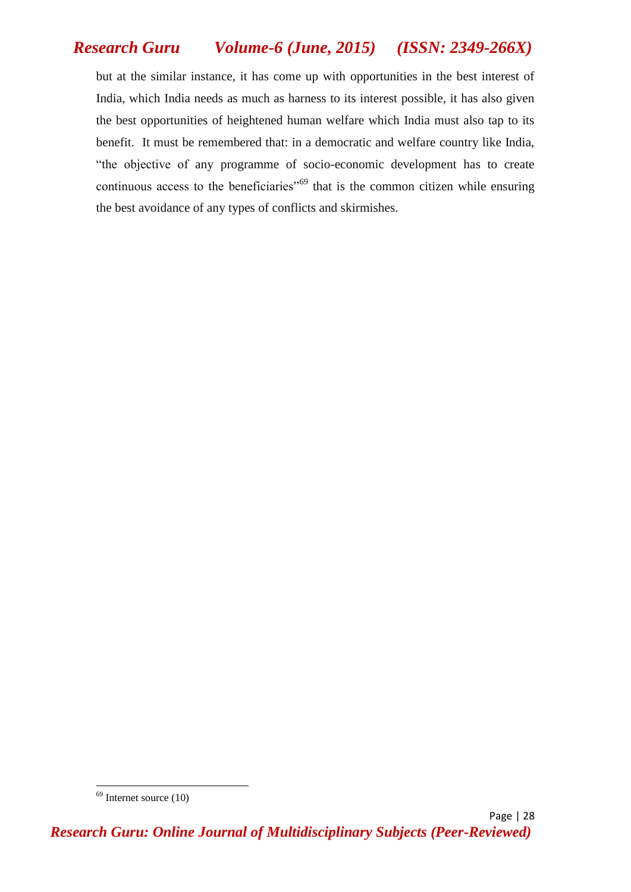but at the similar instance, it has come up with opportunities in the best interest of India, which India needs as much as harness to its interest possible, it has also given the best opportunities of heightened human welfare which India must also tap to its benefit. It must be remembered that: in a democratic and welfare country like India, "the objective of any programme of socio-economic development has to create continuous access to the beneficiaries"[69] that is the common citizen while ensuring the best avoidance of any types of conflicts and skirmishes.

[69] Internet source (10)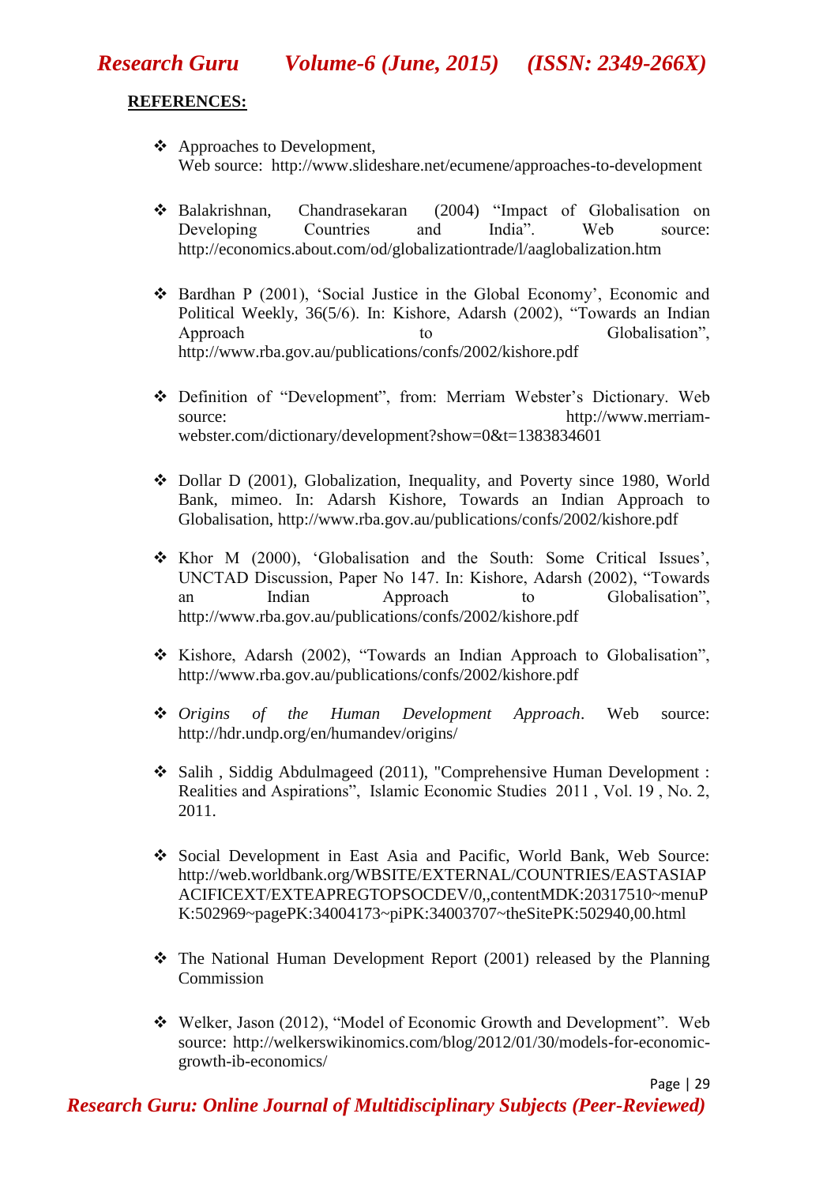**REFERENCES:**

- Approaches to Development, Web source: http://www.slideshare.net/ecumene/approaches-to-development
- Balakrishnan, Chandrasekaran (2004) "Impact of Globalisation on Developing Countries and India". Web source: http://economics.about.com/od/globalizationtrade/l/aaglobalization.htm
- Bardhan P (2001), 'Social Justice in the Global Economy', Economic and Political Weekly, 36(5/6). In: Kishore, Adarsh (2002), "Towards an Indian Approach to Globalisation", http://www.rba.gov.au/publications/confs/2002/kishore.pdf
- Definition of "Development", from: Merriam Webster's Dictionary. Web source: http://www.merriam-webster.com/dictionary/development?show=0&t=1383834601
- Dollar D (2001), Globalization, Inequality, and Poverty since 1980, World Bank, mimeo. In: Adarsh Kishore, Towards an Indian Approach to Globalisation, http://www.rba.gov.au/publications/confs/2002/kishore.pdf
- Khor M (2000), 'Globalisation and the South: Some Critical Issues', UNCTAD Discussion, Paper No 147. In: Kishore, Adarsh (2002), "Towards an Indian Approach to Globalisation", http://www.rba.gov.au/publications/confs/2002/kishore.pdf
- Kishore, Adarsh (2002), "Towards an Indian Approach to Globalisation", http://www.rba.gov.au/publications/confs/2002/kishore.pdf
- *Origins of the Human Development Approach*. Web source: http://hdr.undp.org/en/humandev/origins/
- Salih , Siddig Abdulmageed (2011), "Comprehensive Human Development : Realities and Aspirations", Islamic Economic Studies 2011 , Vol. 19 , No. 2, 2011.
- Social Development in East Asia and Pacific, World Bank, Web Source: http://web.worldbank.org/WBSITE/EXTERNAL/COUNTRIES/EASTASIAPACIFICEXT/EXTEAPREGTOPSOCDEV/0,,contentMDK:20317510~menuPK:502969~pagePK:34004173~piPK:34003707~theSitePK:502940,00.html
- The National Human Development Report (2001) released by the Planning Commission
- Welker, Jason (2012), "Model of Economic Growth and Development". Web source: http://welkerswikinomics.com/blog/2012/01/30/models-for-economic-growth-ib-economics/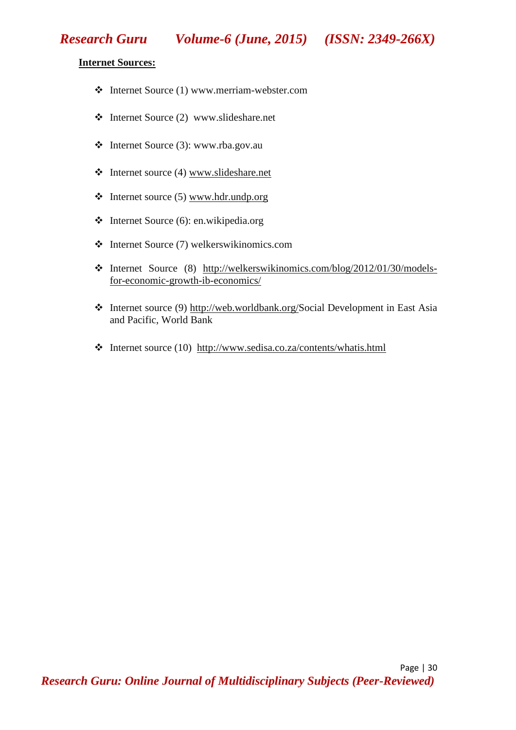**Internet Sources:**

- Internet Source (1) www.merriam-webster.com
- Internet Source (2) www.slideshare.net
- Internet Source (3): www.rba.gov.au
- Internet source (4) www.slideshare.net
- Internet source (5) www.hdr.undp.org
- Internet Source (6): en.wikipedia.org
- Internet Source (7) welkerswikinomics.com
- Internet Source (8) http://welkerswikinomics.com/blog/2012/01/30/models-for-economic-growth-ib-economics/
- Internet source (9) http://web.worldbank.org/Social Development in East Asia and Pacific, World Bank
- Internet source (10) http://www.sedisa.co.za/contents/whatis.html